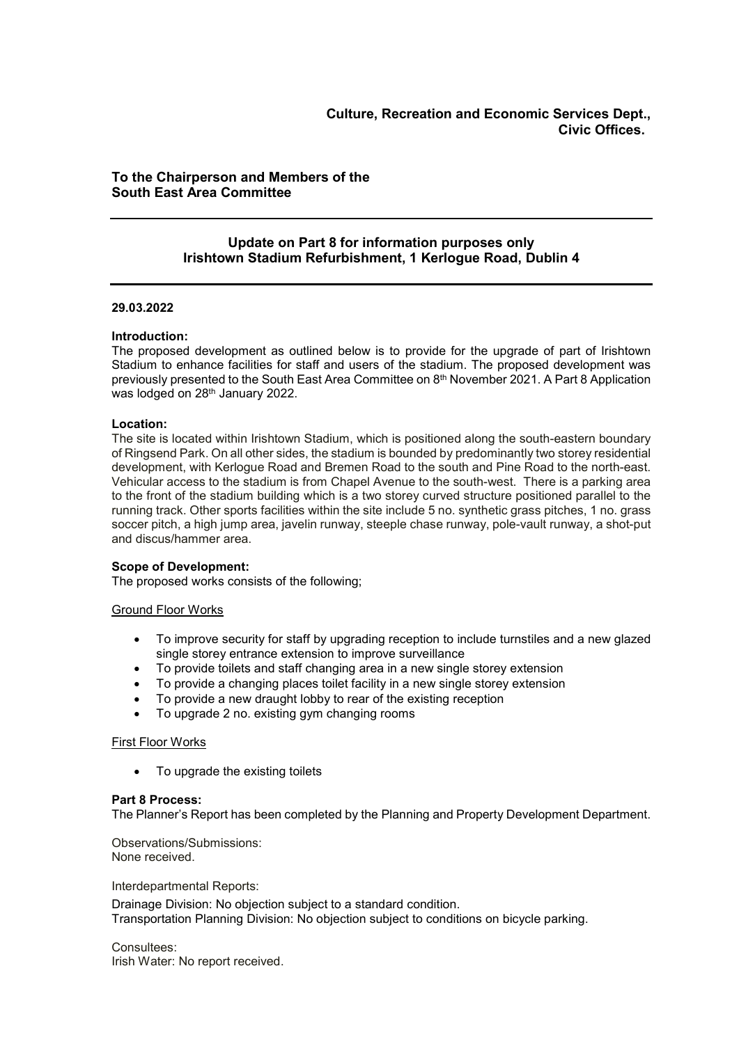**Culture, Recreation and Economic Services Dept., Civic Offices.**

**To the Chairperson and Members of the South East Area Committee**

---

## Update on Part 8 for information purposes only Irishtown Stadium Refurbishment, 1 Kerlogue Road, Dublin 4

---

**29.03.2022**

**Introduction:**
The proposed development as outlined below is to provide for the upgrade of part of Irishtown Stadium to enhance facilities for staff and users of the stadium. The proposed development was previously presented to the South East Area Committee on 8th November 2021. A Part 8 Application was lodged on 28th January 2022.

**Location:**
The site is located within Irishtown Stadium, which is positioned along the south-eastern boundary of Ringsend Park. On all other sides, the stadium is bounded by predominantly two storey residential development, with Kerlogue Road and Bremen Road to the south and Pine Road to the north-east. Vehicular access to the stadium is from Chapel Avenue to the south-west. There is a parking area to the front of the stadium building which is a two storey curved structure positioned parallel to the running track. Other sports facilities within the site include 5 no. synthetic grass pitches, 1 no. grass soccer pitch, a high jump area, javelin runway, steeple chase runway, pole-vault runway, a shot-put and discus/hammer area.

**Scope of Development:**
The proposed works consists of the following;

<u>Ground Floor Works</u>

- To improve security for staff by upgrading reception to include turnstiles and a new glazed single storey entrance extension to improve surveillance
- To provide toilets and staff changing area in a new single storey extension
- To provide a changing places toilet facility in a new single storey extension
- To provide a new draught lobby to rear of the existing reception
- To upgrade 2 no. existing gym changing rooms

<u>First Floor Works</u>

- To upgrade the existing toilets

**Part 8 Process:**
The Planner's Report has been completed by the Planning and Property Development Department.

Observations/Submissions:
None received.

Interdepartmental Reports:

Drainage Division: No objection subject to a standard condition.
Transportation Planning Division: No objection subject to conditions on bicycle parking.

Consultees:
Irish Water: No report received.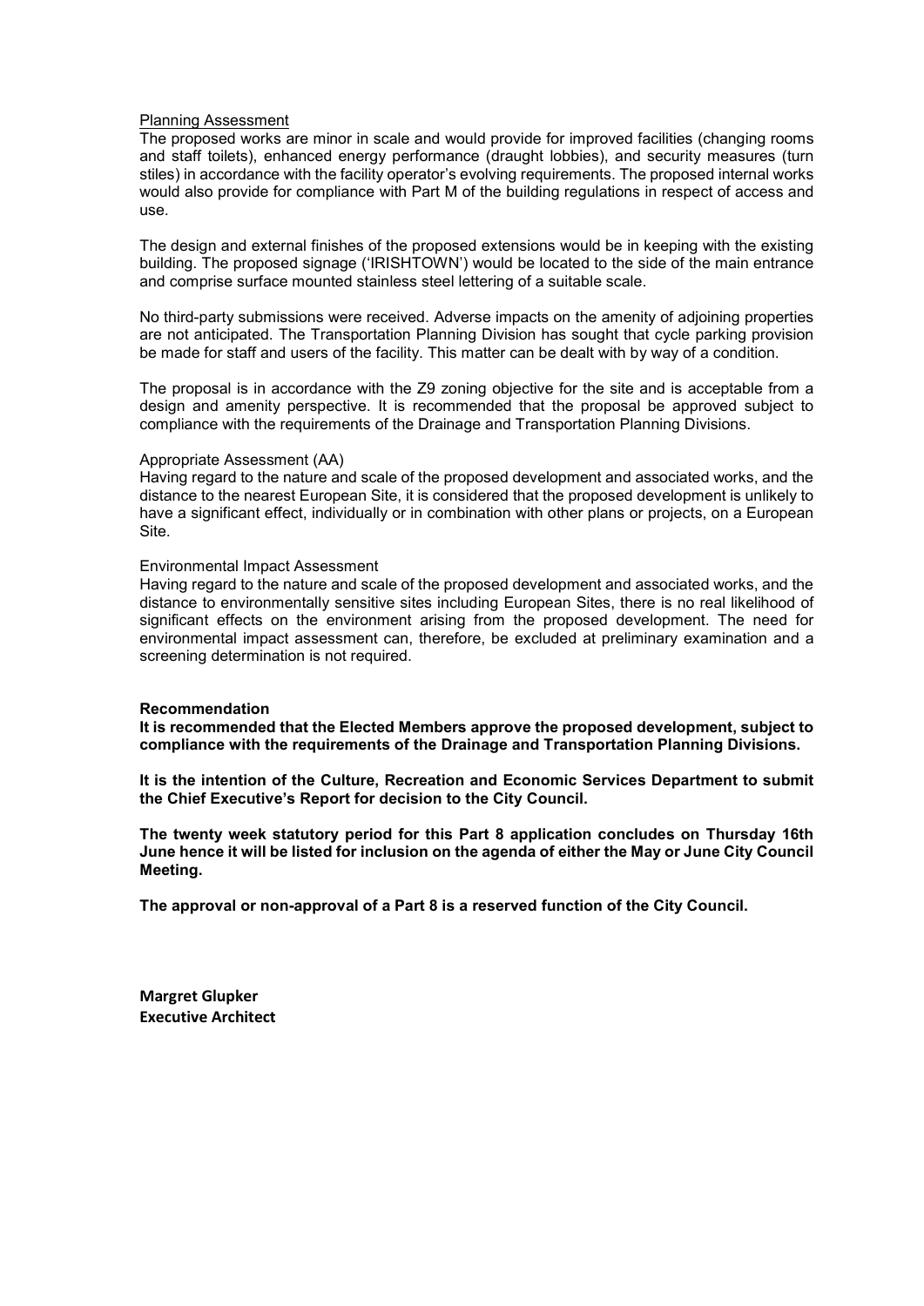Planning Assessment

The proposed works are minor in scale and would provide for improved facilities (changing rooms and staff toilets), enhanced energy performance (draught lobbies), and security measures (turn stiles) in accordance with the facility operator's evolving requirements. The proposed internal works would also provide for compliance with Part M of the building regulations in respect of access and use.

The design and external finishes of the proposed extensions would be in keeping with the existing building. The proposed signage ('IRISHTOWN') would be located to the side of the main entrance and comprise surface mounted stainless steel lettering of a suitable scale.

No third-party submissions were received. Adverse impacts on the amenity of adjoining properties are not anticipated. The Transportation Planning Division has sought that cycle parking provision be made for staff and users of the facility. This matter can be dealt with by way of a condition.

The proposal is in accordance with the Z9 zoning objective for the site and is acceptable from a design and amenity perspective. It is recommended that the proposal be approved subject to compliance with the requirements of the Drainage and Transportation Planning Divisions.

Appropriate Assessment (AA)

Having regard to the nature and scale of the proposed development and associated works, and the distance to the nearest European Site, it is considered that the proposed development is unlikely to have a significant effect, individually or in combination with other plans or projects, on a European Site.

Environmental Impact Assessment

Having regard to the nature and scale of the proposed development and associated works, and the distance to environmentally sensitive sites including European Sites, there is no real likelihood of significant effects on the environment arising from the proposed development. The need for environmental impact assessment can, therefore, be excluded at preliminary examination and a screening determination is not required.

**Recommendation**

**It is recommended that the Elected Members approve the proposed development, subject to compliance with the requirements of the Drainage and Transportation Planning Divisions.**

**It is the intention of the Culture, Recreation and Economic Services Department to submit the Chief Executive's Report for decision to the City Council.**

**The twenty week statutory period for this Part 8 application concludes on Thursday 16th June hence it will be listed for inclusion on the agenda of either the May or June City Council Meeting.**

**The approval or non-approval of a Part 8 is a reserved function of the City Council.**

**Margret Glupker**
**Executive Architect**